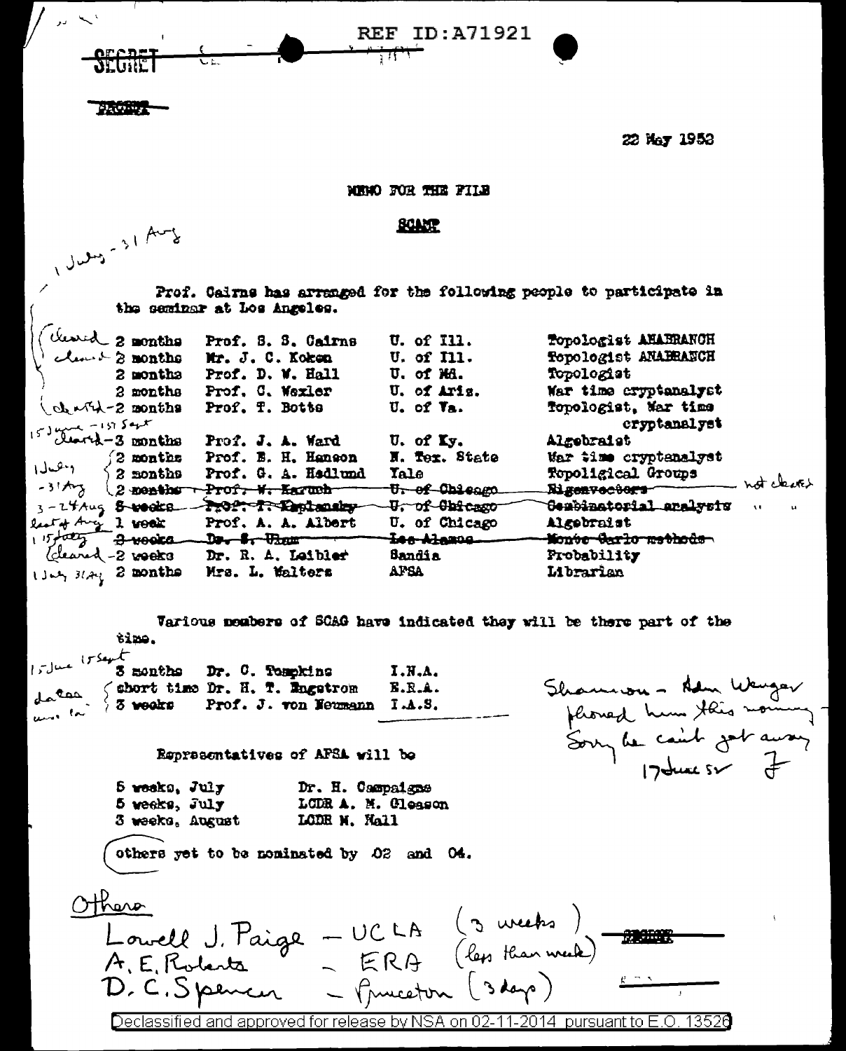REF ID:A71921

SECRET

SECRET

22 May 1952

MEMO FOR THE FILE

SCAMP

1 July - 31 Aug

Prof. Cairns has arranged for the following people to participate in the seminar at Los Angeles.

| Notes | Duration | Name | Institution | Field |
|---|---|---|---|---|
| cleared | 2 months | Prof. S. S. Cairns | U. of Ill. | Topologist ANABRANCH |
| cleared | 2 months | Mr. J. C. Koken | U. of Ill. | Topologist ANABRANCH |
| | 2 months | Prof. D. W. Hall | U. of Md. | Topologist |
| | 2 months | Prof. C. Wexler | U. of Ariz. | War time cryptanalyst |
| cleared | 2 months | Prof. T. Botts | U. of Va. | Topologist, War time cryptanalyst |
| 15 June - 15 Sept cleared | 3 months | Prof. J. A. Ward | U. of Ky. | Algebraist |
| 1 July - 31 Aug | 2 months | Prof. E. H. Hanson | N. Tex. State | War time cryptanalyst |
| 1 July - 31 Aug | 2 months | Prof. G. A. Hedlund | Yale | Topoligical Groups |
| 1 July - 31 Aug | ~~2 months~~ | ~~Prof. W. Karush~~ | ~~U. of Chicago~~ | ~~Eigenvectors~~ (not cleared) |
| 3 - 24 Aug | ~~5 weeks~~ | ~~Prof. I. Kaplansky~~ | ~~U. of Chicago~~ | ~~Combinatorial analysis~~ (not cleared) |
| last of Aug | 1 week | Prof. A. A. Albert | U. of Chicago | Algebraist |
| 1 - 15 July | ~~3 weeks~~ | ~~Dr. S. Ulam~~ | ~~Los Alamos~~ | ~~Monte Carlo methods~~ |
| cleared | 2 weeks | Dr. R. A. Leibler | Sandia | Probability |
| 1 July - 31 Aug | 2 months | Mrs. L. Walters | AFSA | Librarian |

Various members of SCAG have indicated they will be there part of the time.

| Notes | Duration | Name | Institution |
|---|---|---|---|
| 15 June - 15 Sept | 3 months | Dr. C. Tompkins | I.N.A. |
| dates unknown | short time | Dr. H. T. Engstrom | E.R.A. |
| dates unknown | 3 weeks | Prof. J. von Neumann | I.A.S. |

Shannon - Adm Wenger phoned him this morning - Sorry he can't get away 17 June 52 F

Representatives of AFSA will be

| Duration | Name |
|---|---|
| 5 weeks, July | Dr. H. Campaigne |
| 5 weeks, July | LCDR A. M. Gleason |
| 3 weeks, August | LCDR M. Hall |

others yet to be nominated by .02 and 04.

Others

Lowell J. Paige - UCLA (3 weeks)
A. E. Roberts - ERA (less than week)
D. C. Spencer - Princeton (3 days)

SECRET

Declassified and approved for release by NSA on 02-11-2014 pursuant to E.O. 13526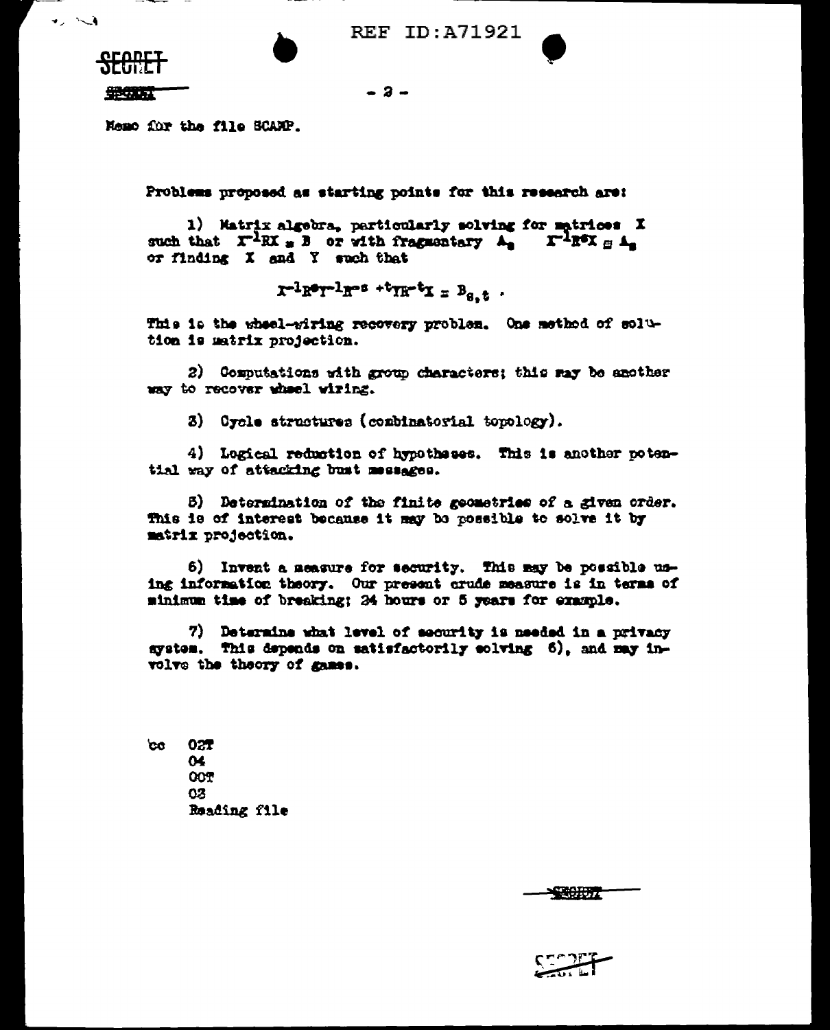SECRET

Memo for the file SCAMP.

Problems proposed as starting points for this research are:

1) Matrix algebra, particularly solving for matrices $X$ such that $X^{-1}RX = B$ or with fragmentary $A_s$ $X^{-1}R^sX = A_s$ or finding $X$ and $Y$ such that

$$X^{-1}R^sY^{-1}R^{-s+t}YR^{-t}X = B_{s,t} .$$

This is the wheel-wiring recovery problem. One method of solution is matrix projection.

2) Computations with group characters; this may be another way to recover wheel wiring.

3) Cycle structures (combinatorial topology).

4) Logical reduction of hypotheses. This is another potential way of attacking bust messages.

5) Determination of the finite geometries of a given order. This is of interest because it may be possible to solve it by matrix projection.

6) Invent a measure for security. This may be possible using information theory. Our present crude measure is in terms of minimum time of breaking; 24 hours or 5 years for example.

7) Determine what level of security is needed in a privacy system. This depends on satisfactorily solving 6), and may involve the theory of games.

cc 02T
04
00T
03
Reading file

SECRET

SECRET